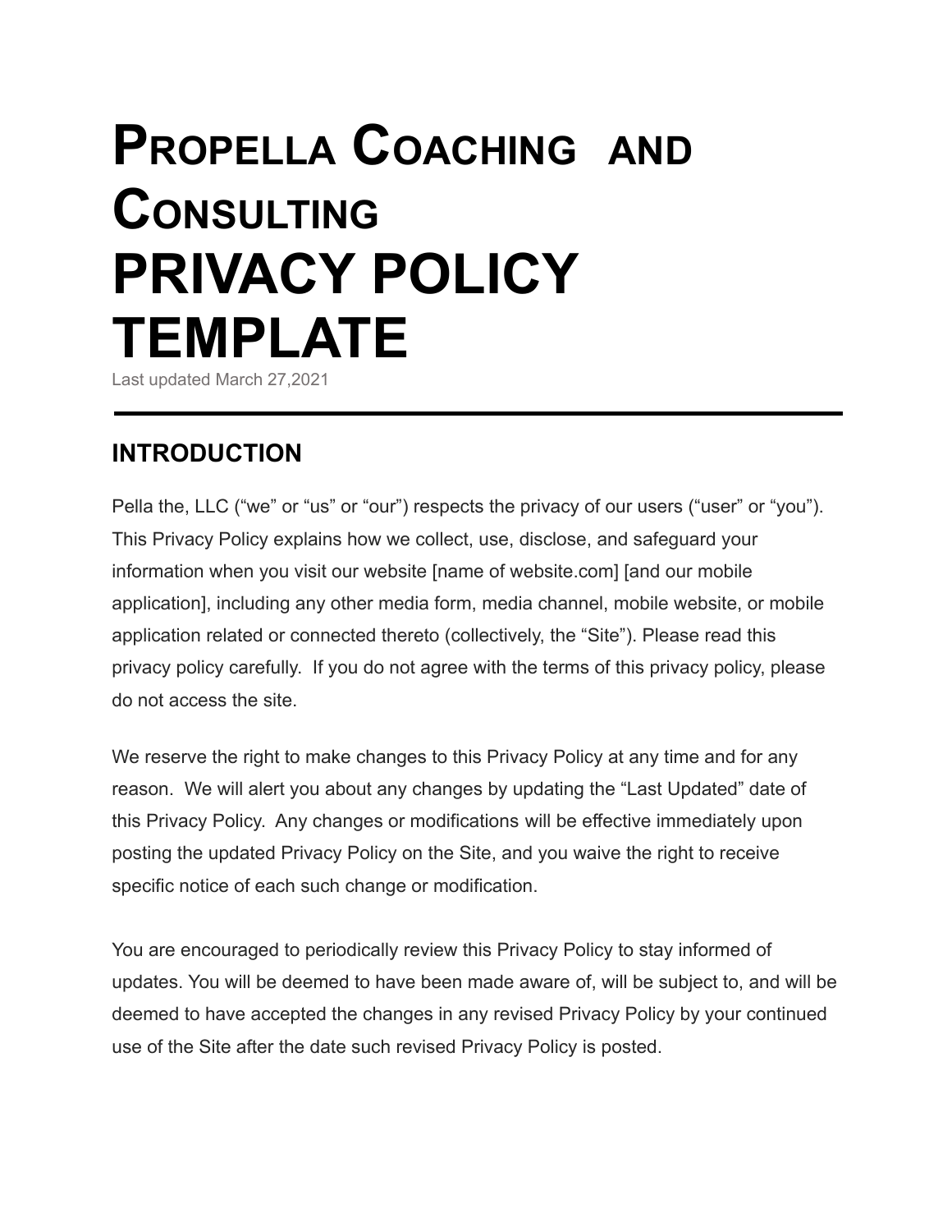# Propella Coaching and Consulting
# PRIVACY POLICY TEMPLATE

Last updated March 27,2021

---

## INTRODUCTION

Pella the, LLC ("we" or "us" or "our") respects the privacy of our users ("user" or "you"). This Privacy Policy explains how we collect, use, disclose, and safeguard your information when you visit our website [name of website.com] [and our mobile application], including any other media form, media channel, mobile website, or mobile application related or connected thereto (collectively, the "Site"). Please read this privacy policy carefully. If you do not agree with the terms of this privacy policy, please do not access the site.

We reserve the right to make changes to this Privacy Policy at any time and for any reason. We will alert you about any changes by updating the "Last Updated" date of this Privacy Policy. Any changes or modifications will be effective immediately upon posting the updated Privacy Policy on the Site, and you waive the right to receive specific notice of each such change or modification.

You are encouraged to periodically review this Privacy Policy to stay informed of updates. You will be deemed to have been made aware of, will be subject to, and will be deemed to have accepted the changes in any revised Privacy Policy by your continued use of the Site after the date such revised Privacy Policy is posted.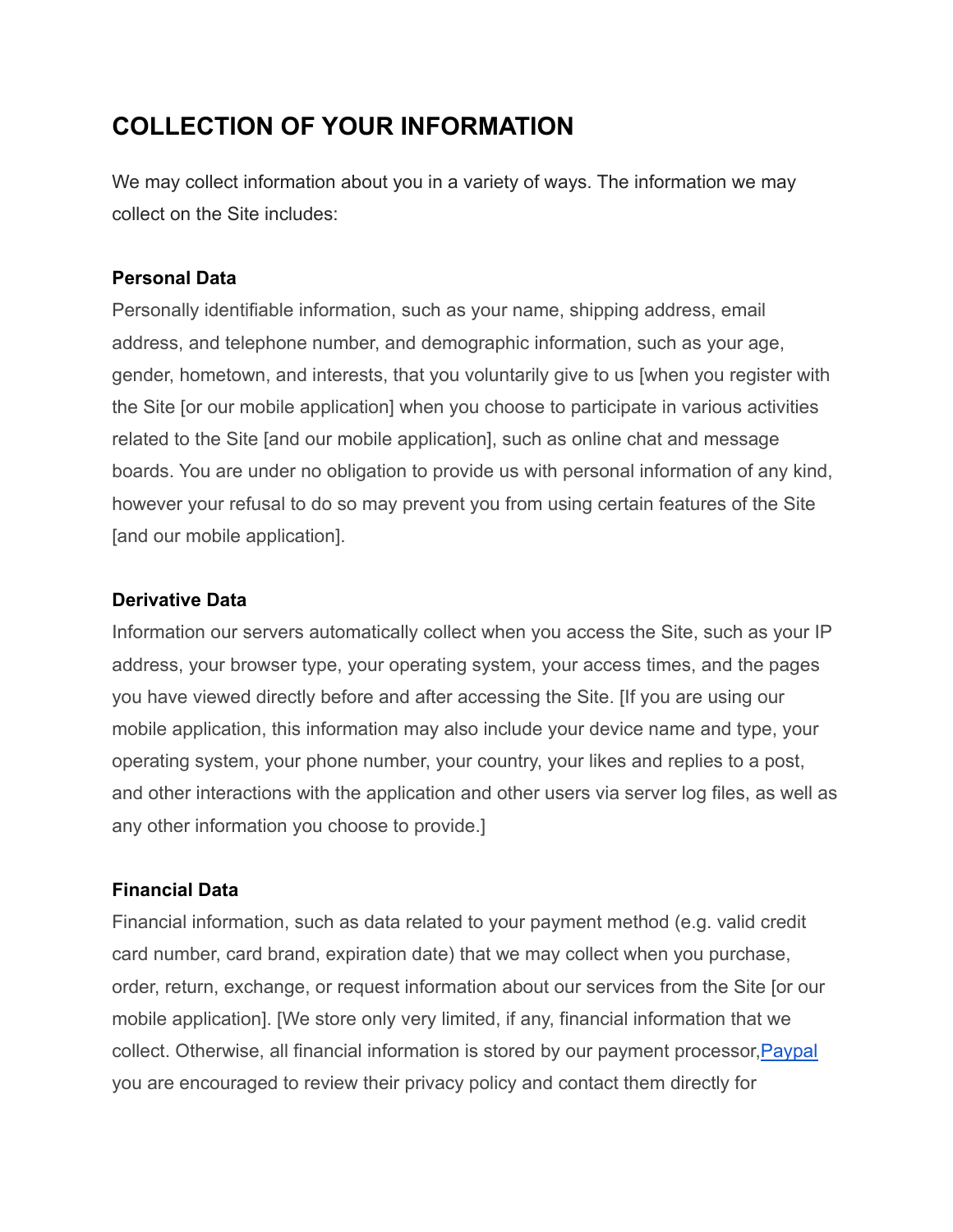# COLLECTION OF YOUR INFORMATION

We may collect information about you in a variety of ways. The information we may collect on the Site includes:

### Personal Data

Personally identifiable information, such as your name, shipping address, email address, and telephone number, and demographic information, such as your age, gender, hometown, and interests, that you voluntarily give to us [when you register with the Site [or our mobile application] when you choose to participate in various activities related to the Site [and our mobile application], such as online chat and message boards. You are under no obligation to provide us with personal information of any kind, however your refusal to do so may prevent you from using certain features of the Site [and our mobile application].

### Derivative Data

Information our servers automatically collect when you access the Site, such as your IP address, your browser type, your operating system, your access times, and the pages you have viewed directly before and after accessing the Site. [If you are using our mobile application, this information may also include your device name and type, your operating system, your phone number, your country, your likes and replies to a post, and other interactions with the application and other users via server log files, as well as any other information you choose to provide.]

### Financial Data

Financial information, such as data related to your payment method (e.g. valid credit card number, card brand, expiration date) that we may collect when you purchase, order, return, exchange, or request information about our services from the Site [or our mobile application]. [We store only very limited, if any, financial information that we collect. Otherwise, all financial information is stored by our payment processor,[Paypal](#) you are encouraged to review their privacy policy and contact them directly for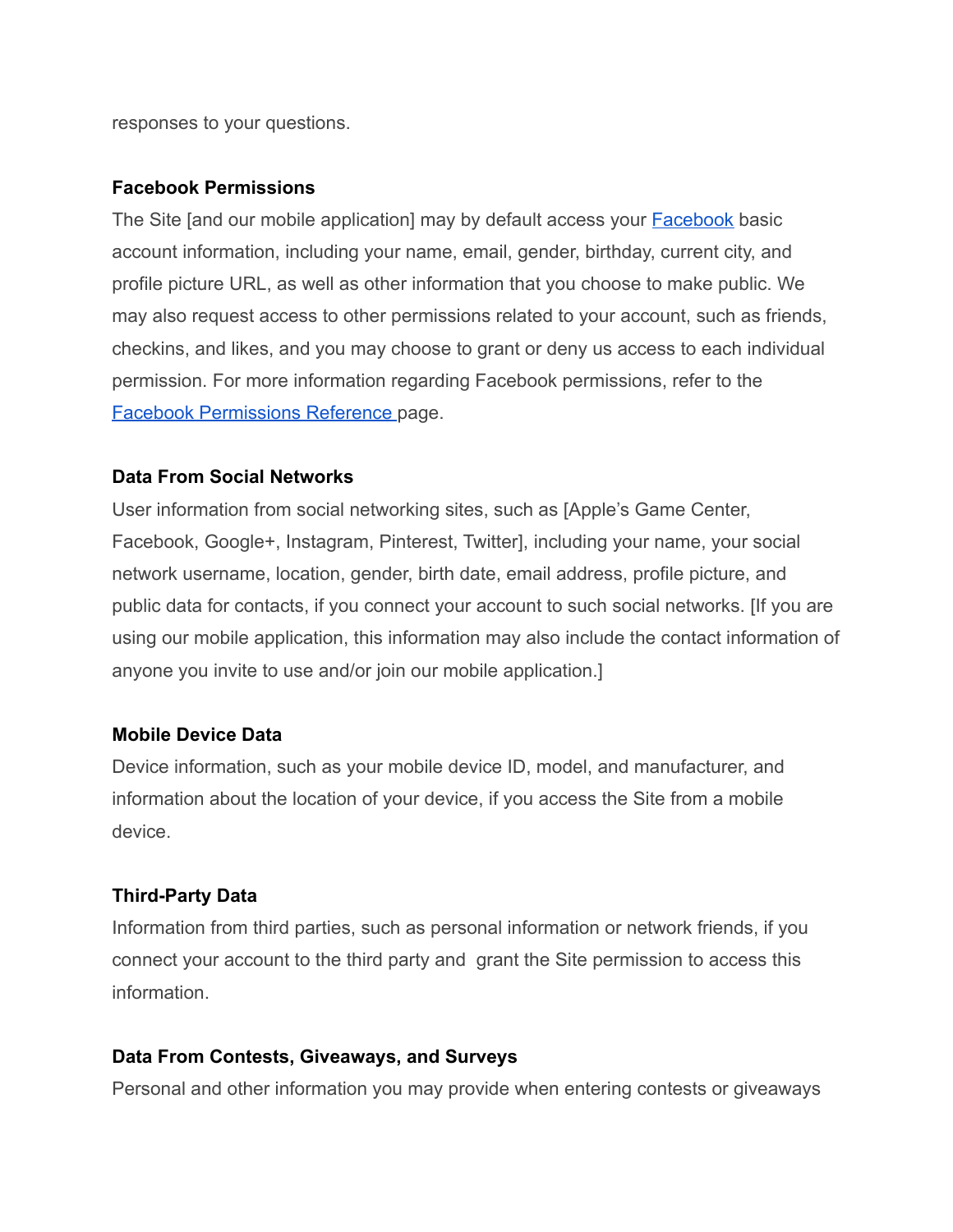responses to your questions.

**Facebook Permissions**

The Site [and our mobile application] may by default access your [Facebook](#) basic account information, including your name, email, gender, birthday, current city, and profile picture URL, as well as other information that you choose to make public. We may also request access to other permissions related to your account, such as friends, checkins, and likes, and you may choose to grant or deny us access to each individual permission. For more information regarding Facebook permissions, refer to the [Facebook Permissions Reference](#) page.

**Data From Social Networks**

User information from social networking sites, such as [Apple's Game Center, Facebook, Google+, Instagram, Pinterest, Twitter], including your name, your social network username, location, gender, birth date, email address, profile picture, and public data for contacts, if you connect your account to such social networks. [If you are using our mobile application, this information may also include the contact information of anyone you invite to use and/or join our mobile application.]

**Mobile Device Data**

Device information, such as your mobile device ID, model, and manufacturer, and information about the location of your device, if you access the Site from a mobile device.

**Third-Party Data**

Information from third parties, such as personal information or network friends, if you connect your account to the third party and grant the Site permission to access this information.

**Data From Contests, Giveaways, and Surveys**

Personal and other information you may provide when entering contests or giveaways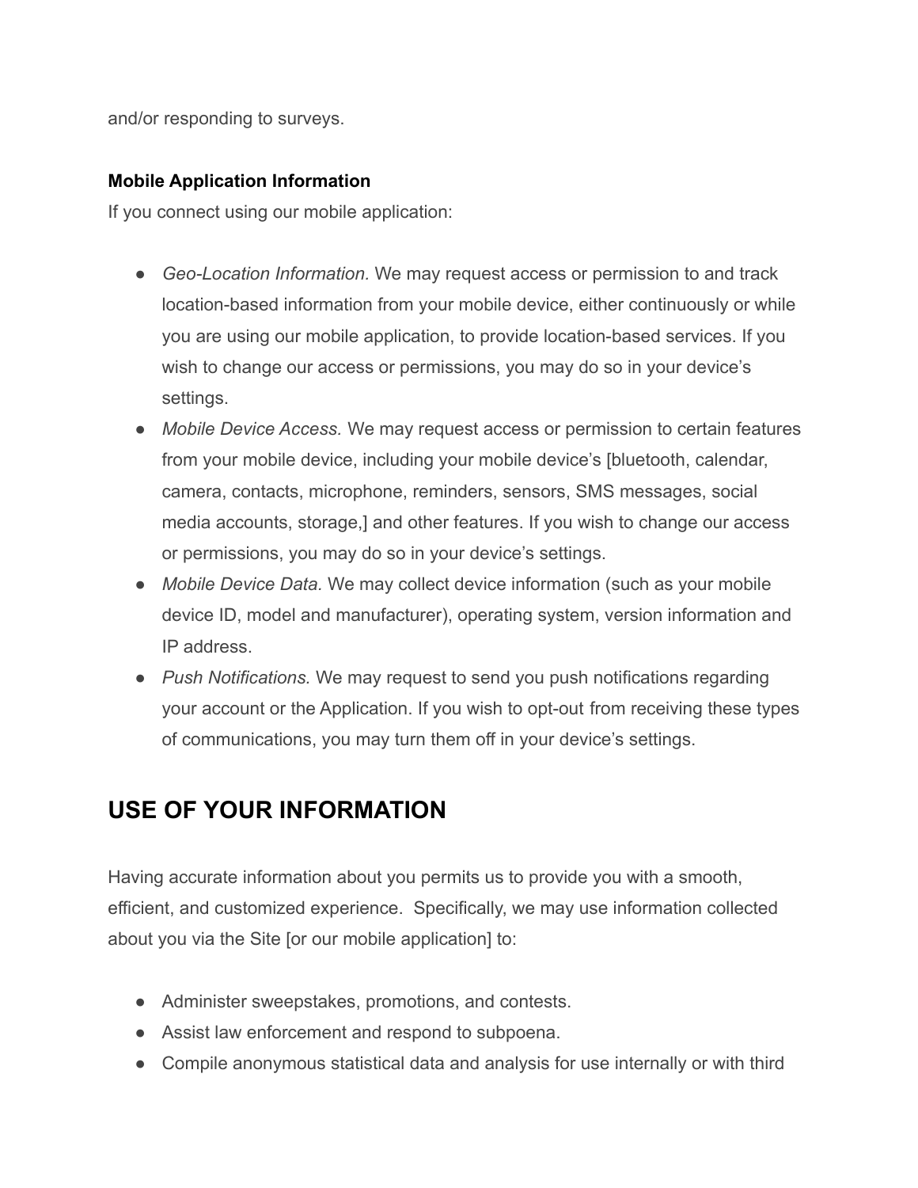and/or responding to surveys.

**Mobile Application Information**

If you connect using our mobile application:

- *Geo-Location Information.* We may request access or permission to and track location-based information from your mobile device, either continuously or while you are using our mobile application, to provide location-based services. If you wish to change our access or permissions, you may do so in your device's settings.
- *Mobile Device Access.* We may request access or permission to certain features from your mobile device, including your mobile device's [bluetooth, calendar, camera, contacts, microphone, reminders, sensors, SMS messages, social media accounts, storage,] and other features. If you wish to change our access or permissions, you may do so in your device's settings.
- *Mobile Device Data.* We may collect device information (such as your mobile device ID, model and manufacturer), operating system, version information and IP address.
- *Push Notifications.* We may request to send you push notifications regarding your account or the Application. If you wish to opt-out from receiving these types of communications, you may turn them off in your device's settings.

## USE OF YOUR INFORMATION

Having accurate information about you permits us to provide you with a smooth, efficient, and customized experience. Specifically, we may use information collected about you via the Site [or our mobile application] to:

- Administer sweepstakes, promotions, and contests.
- Assist law enforcement and respond to subpoena.
- Compile anonymous statistical data and analysis for use internally or with third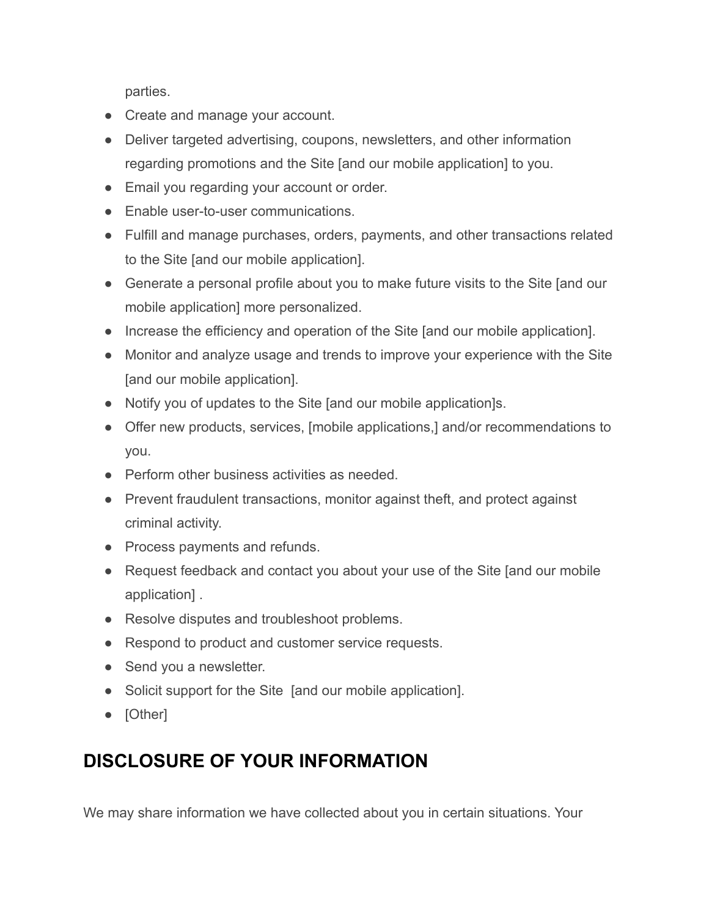parties.

- Create and manage your account.
- Deliver targeted advertising, coupons, newsletters, and other information regarding promotions and the Site [and our mobile application] to you.
- Email you regarding your account or order.
- Enable user-to-user communications.
- Fulfill and manage purchases, orders, payments, and other transactions related to the Site [and our mobile application].
- Generate a personal profile about you to make future visits to the Site [and our mobile application] more personalized.
- Increase the efficiency and operation of the Site [and our mobile application].
- Monitor and analyze usage and trends to improve your experience with the Site [and our mobile application].
- Notify you of updates to the Site [and our mobile application]s.
- Offer new products, services, [mobile applications,] and/or recommendations to you.
- Perform other business activities as needed.
- Prevent fraudulent transactions, monitor against theft, and protect against criminal activity.
- Process payments and refunds.
- Request feedback and contact you about your use of the Site [and our mobile application] .
- Resolve disputes and troubleshoot problems.
- Respond to product and customer service requests.
- Send you a newsletter.
- Solicit support for the Site [and our mobile application].
- [Other]

## DISCLOSURE OF YOUR INFORMATION

We may share information we have collected about you in certain situations. Your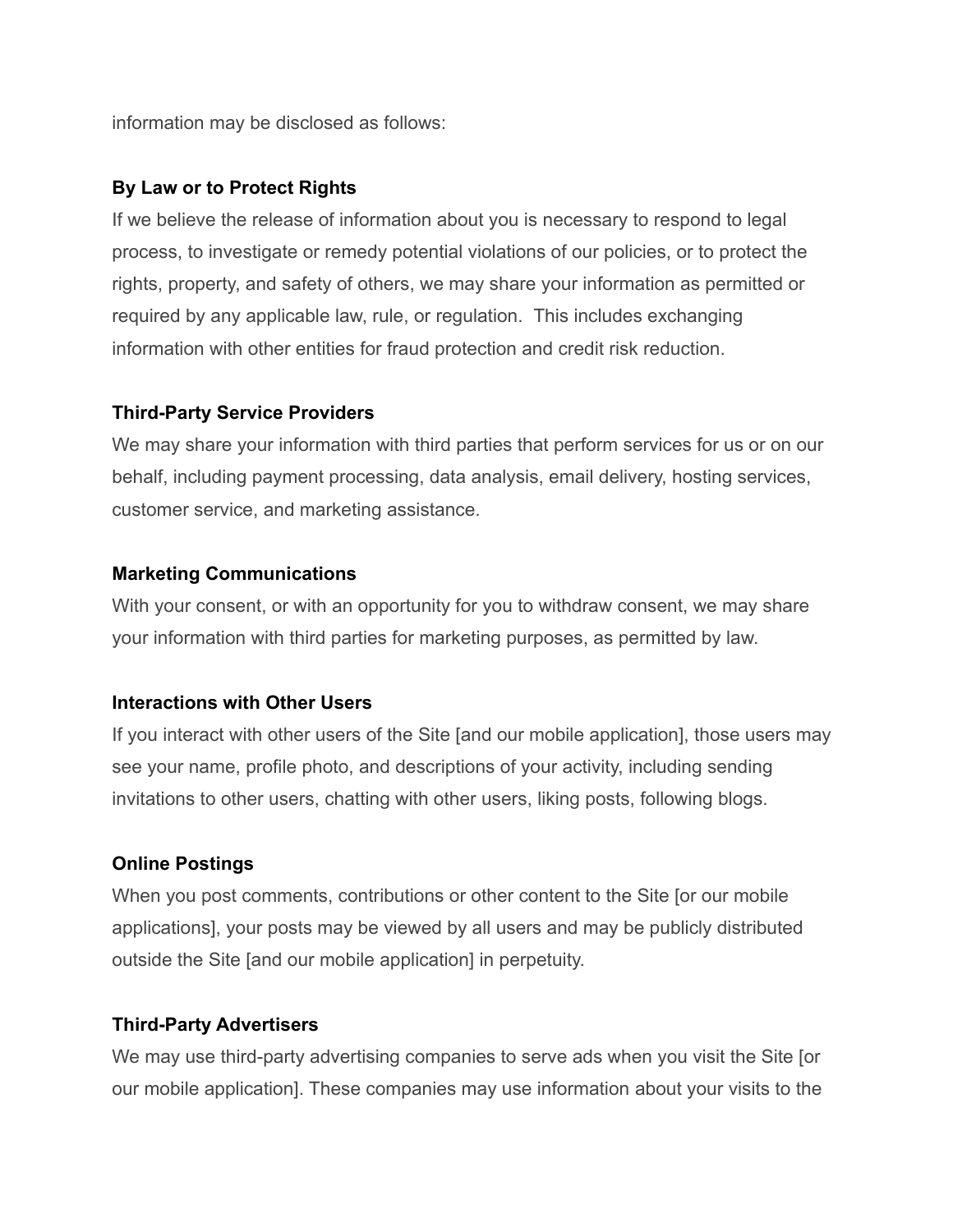information may be disclosed as follows:

**By Law or to Protect Rights**

If we believe the release of information about you is necessary to respond to legal process, to investigate or remedy potential violations of our policies, or to protect the rights, property, and safety of others, we may share your information as permitted or required by any applicable law, rule, or regulation.  This includes exchanging information with other entities for fraud protection and credit risk reduction.

**Third-Party Service Providers**

We may share your information with third parties that perform services for us or on our behalf, including payment processing, data analysis, email delivery, hosting services, customer service, and marketing assistance.

**Marketing Communications**

With your consent, or with an opportunity for you to withdraw consent, we may share your information with third parties for marketing purposes, as permitted by law.

**Interactions with Other Users**

If you interact with other users of the Site [and our mobile application], those users may see your name, profile photo, and descriptions of your activity, including sending invitations to other users, chatting with other users, liking posts, following blogs.

**Online Postings**

When you post comments, contributions or other content to the Site [or our mobile applications], your posts may be viewed by all users and may be publicly distributed outside the Site [and our mobile application] in perpetuity.

**Third-Party Advertisers**

We may use third-party advertising companies to serve ads when you visit the Site [or our mobile application]. These companies may use information about your visits to the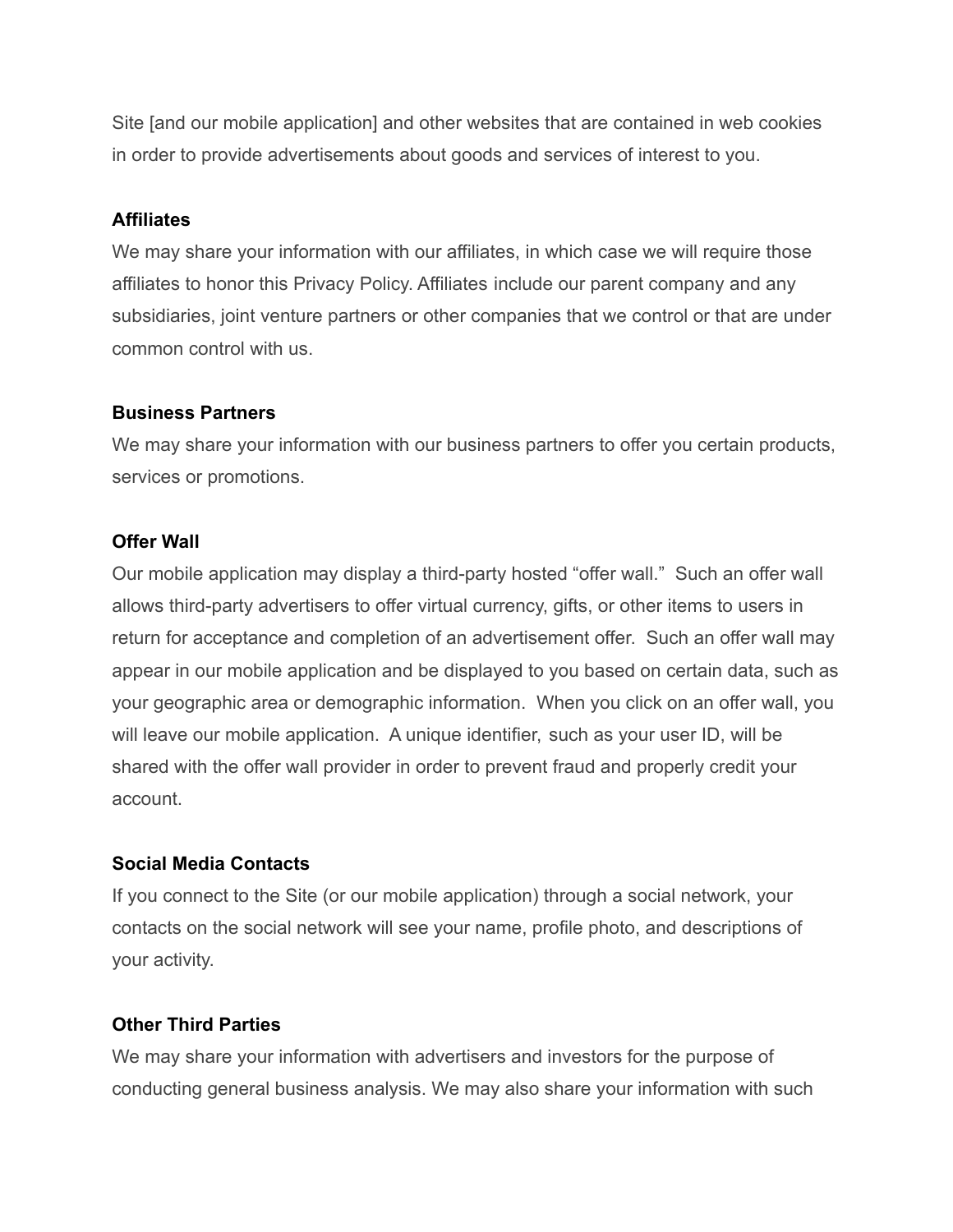Site [and our mobile application] and other websites that are contained in web cookies in order to provide advertisements about goods and services of interest to you.

**Affiliates**

We may share your information with our affiliates, in which case we will require those affiliates to honor this Privacy Policy. Affiliates include our parent company and any subsidiaries, joint venture partners or other companies that we control or that are under common control with us.

**Business Partners**

We may share your information with our business partners to offer you certain products, services or promotions.

**Offer Wall**

Our mobile application may display a third-party hosted "offer wall." Such an offer wall allows third-party advertisers to offer virtual currency, gifts, or other items to users in return for acceptance and completion of an advertisement offer. Such an offer wall may appear in our mobile application and be displayed to you based on certain data, such as your geographic area or demographic information. When you click on an offer wall, you will leave our mobile application. A unique identifier, such as your user ID, will be shared with the offer wall provider in order to prevent fraud and properly credit your account.

**Social Media Contacts**

If you connect to the Site (or our mobile application) through a social network, your contacts on the social network will see your name, profile photo, and descriptions of your activity.

**Other Third Parties**

We may share your information with advertisers and investors for the purpose of conducting general business analysis. We may also share your information with such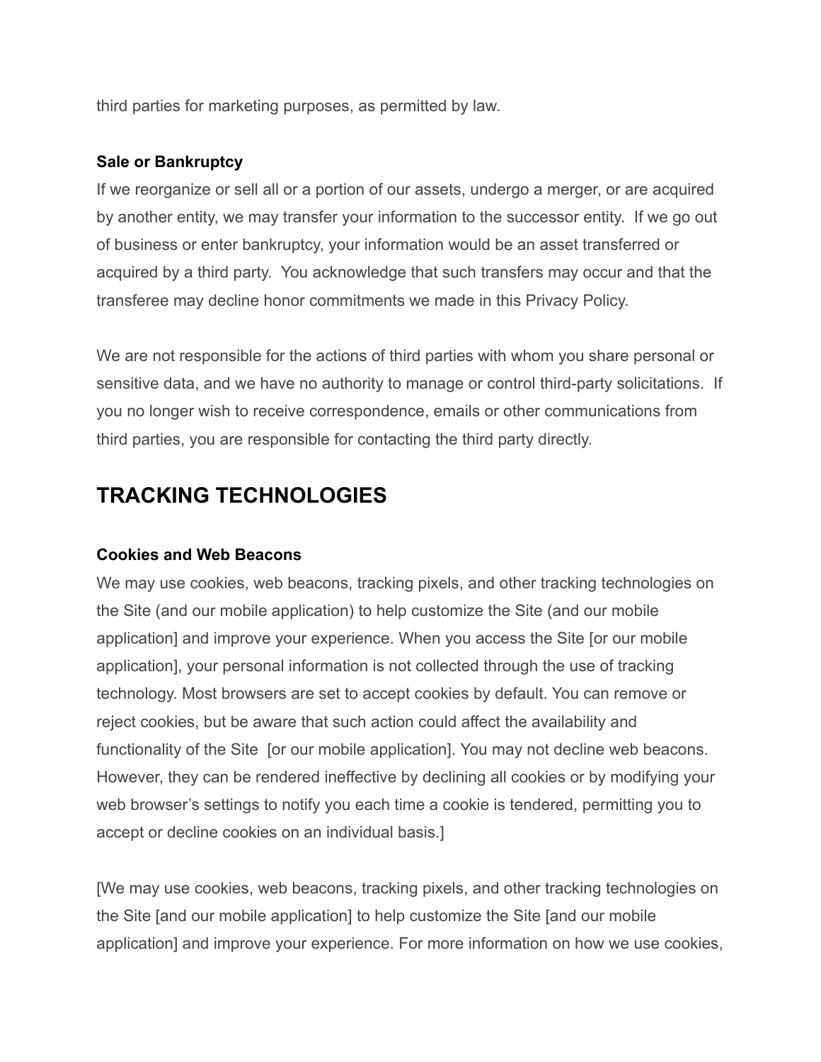third parties for marketing purposes, as permitted by law.

**Sale or Bankruptcy**

If we reorganize or sell all or a portion of our assets, undergo a merger, or are acquired by another entity, we may transfer your information to the successor entity.  If we go out of business or enter bankruptcy, your information would be an asset transferred or acquired by a third party.  You acknowledge that such transfers may occur and that the transferee may decline honor commitments we made in this Privacy Policy.

We are not responsible for the actions of third parties with whom you share personal or sensitive data, and we have no authority to manage or control third-party solicitations.  If you no longer wish to receive correspondence, emails or other communications from third parties, you are responsible for contacting the third party directly.

## TRACKING TECHNOLOGIES

**Cookies and Web Beacons**

We may use cookies, web beacons, tracking pixels, and other tracking technologies on the Site (and our mobile application) to help customize the Site (and our mobile application] and improve your experience. When you access the Site [or our mobile application], your personal information is not collected through the use of tracking technology. Most browsers are set to accept cookies by default. You can remove or reject cookies, but be aware that such action could affect the availability and functionality of the Site  [or our mobile application]. You may not decline web beacons. However, they can be rendered ineffective by declining all cookies or by modifying your web browser's settings to notify you each time a cookie is tendered, permitting you to accept or decline cookies on an individual basis.]

[We may use cookies, web beacons, tracking pixels, and other tracking technologies on the Site [and our mobile application] to help customize the Site [and our mobile application] and improve your experience. For more information on how we use cookies,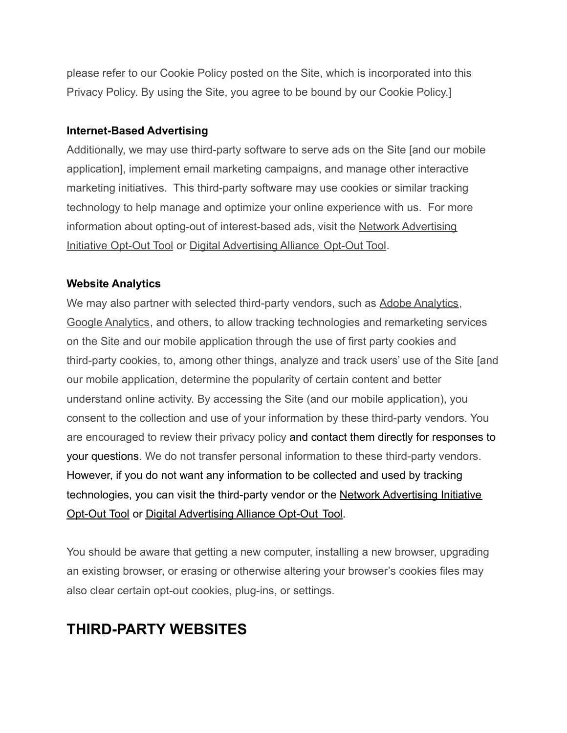please refer to our Cookie Policy posted on the Site, which is incorporated into this Privacy Policy. By using the Site, you agree to be bound by our Cookie Policy.]

**Internet-Based Advertising**

Additionally, we may use third-party software to serve ads on the Site [and our mobile application], implement email marketing campaigns, and manage other interactive marketing initiatives. This third-party software may use cookies or similar tracking technology to help manage and optimize your online experience with us. For more information about opting-out of interest-based ads, visit the Network Advertising Initiative Opt-Out Tool or Digital Advertising Alliance Opt-Out Tool.

**Website Analytics**

We may also partner with selected third-party vendors, such as Adobe Analytics, Google Analytics, and others, to allow tracking technologies and remarketing services on the Site and our mobile application through the use of first party cookies and third-party cookies, to, among other things, analyze and track users' use of the Site [and our mobile application, determine the popularity of certain content and better understand online activity. By accessing the Site (and our mobile application), you consent to the collection and use of your information by these third-party vendors. You are encouraged to review their privacy policy and contact them directly for responses to your questions. We do not transfer personal information to these third-party vendors. However, if you do not want any information to be collected and used by tracking technologies, you can visit the third-party vendor or the Network Advertising Initiative Opt-Out Tool or Digital Advertising Alliance Opt-Out Tool.

You should be aware that getting a new computer, installing a new browser, upgrading an existing browser, or erasing or otherwise altering your browser's cookies files may also clear certain opt-out cookies, plug-ins, or settings.

## THIRD-PARTY WEBSITES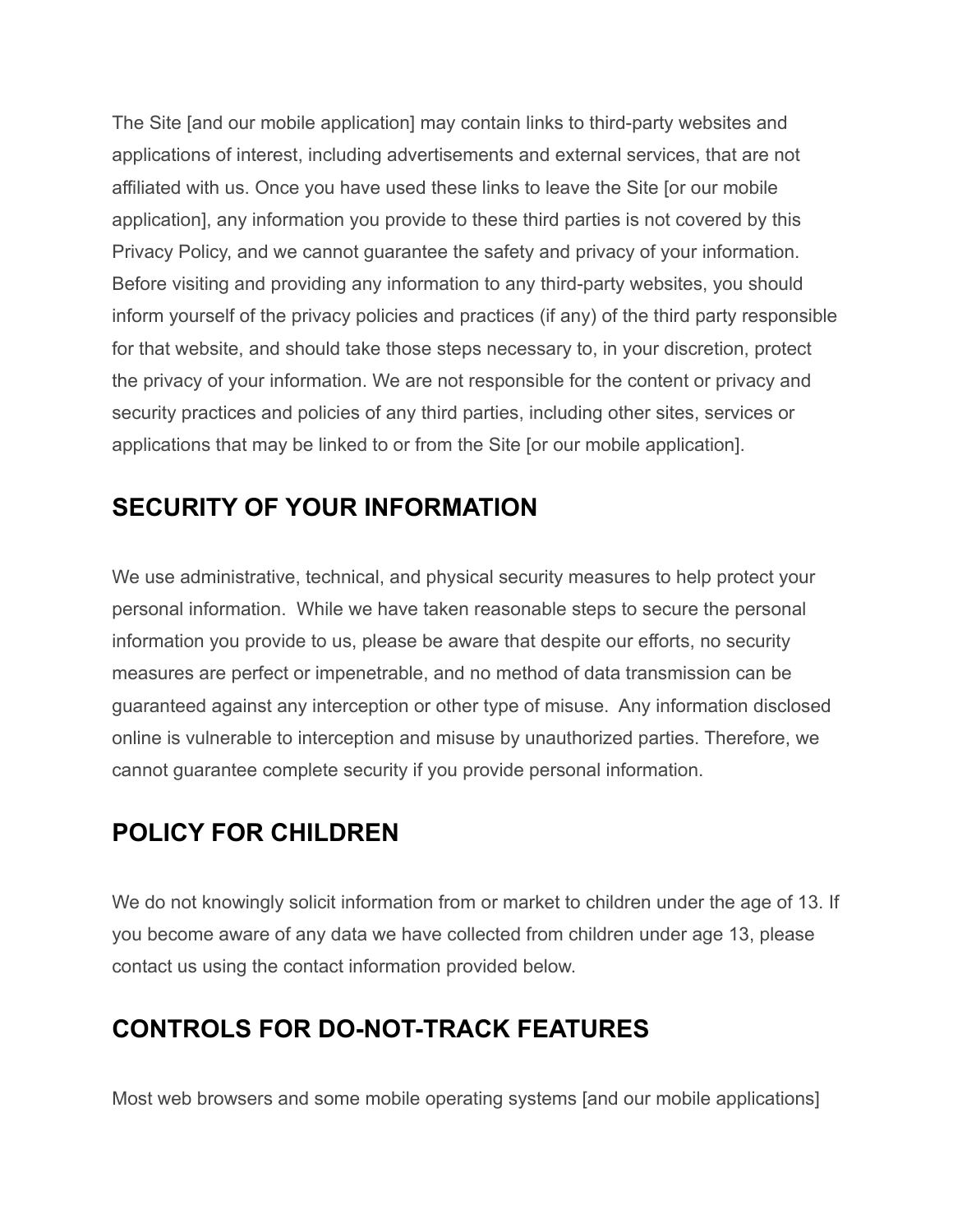The Site [and our mobile application] may contain links to third-party websites and applications of interest, including advertisements and external services, that are not affiliated with us. Once you have used these links to leave the Site [or our mobile application], any information you provide to these third parties is not covered by this Privacy Policy, and we cannot guarantee the safety and privacy of your information. Before visiting and providing any information to any third-party websites, you should inform yourself of the privacy policies and practices (if any) of the third party responsible for that website, and should take those steps necessary to, in your discretion, protect the privacy of your information. We are not responsible for the content or privacy and security practices and policies of any third parties, including other sites, services or applications that may be linked to or from the Site [or our mobile application].

## SECURITY OF YOUR INFORMATION

We use administrative, technical, and physical security measures to help protect your personal information. While we have taken reasonable steps to secure the personal information you provide to us, please be aware that despite our efforts, no security measures are perfect or impenetrable, and no method of data transmission can be guaranteed against any interception or other type of misuse. Any information disclosed online is vulnerable to interception and misuse by unauthorized parties. Therefore, we cannot guarantee complete security if you provide personal information.

## POLICY FOR CHILDREN

We do not knowingly solicit information from or market to children under the age of 13. If you become aware of any data we have collected from children under age 13, please contact us using the contact information provided below.

## CONTROLS FOR DO-NOT-TRACK FEATURES

Most web browsers and some mobile operating systems [and our mobile applications]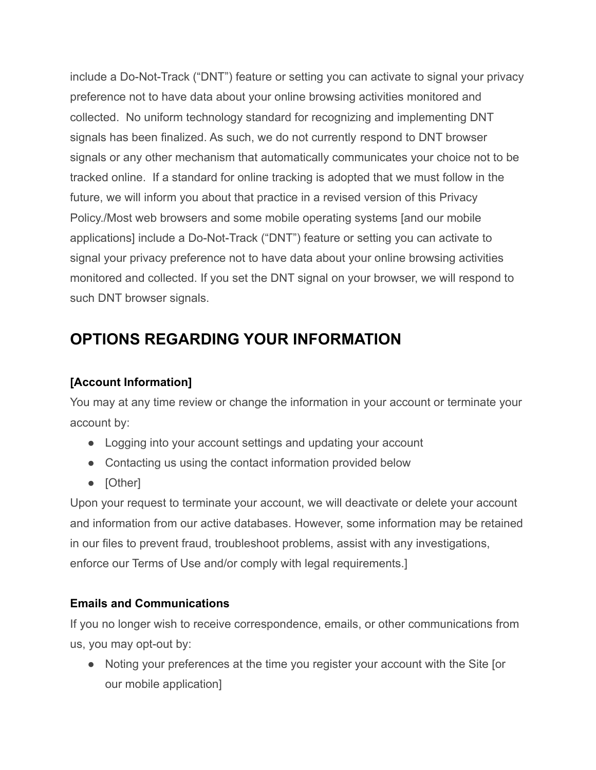include a Do-Not-Track ("DNT") feature or setting you can activate to signal your privacy preference not to have data about your online browsing activities monitored and collected. No uniform technology standard for recognizing and implementing DNT signals has been finalized. As such, we do not currently respond to DNT browser signals or any other mechanism that automatically communicates your choice not to be tracked online. If a standard for online tracking is adopted that we must follow in the future, we will inform you about that practice in a revised version of this Privacy Policy./Most web browsers and some mobile operating systems [and our mobile applications] include a Do-Not-Track ("DNT") feature or setting you can activate to signal your privacy preference not to have data about your online browsing activities monitored and collected. If you set the DNT signal on your browser, we will respond to such DNT browser signals.

## OPTIONS REGARDING YOUR INFORMATION

**[Account Information]**

You may at any time review or change the information in your account or terminate your account by:

- Logging into your account settings and updating your account
- Contacting us using the contact information provided below
- [Other]

Upon your request to terminate your account, we will deactivate or delete your account and information from our active databases. However, some information may be retained in our files to prevent fraud, troubleshoot problems, assist with any investigations, enforce our Terms of Use and/or comply with legal requirements.]

**Emails and Communications**

If you no longer wish to receive correspondence, emails, or other communications from us, you may opt-out by:

- Noting your preferences at the time you register your account with the Site [or our mobile application]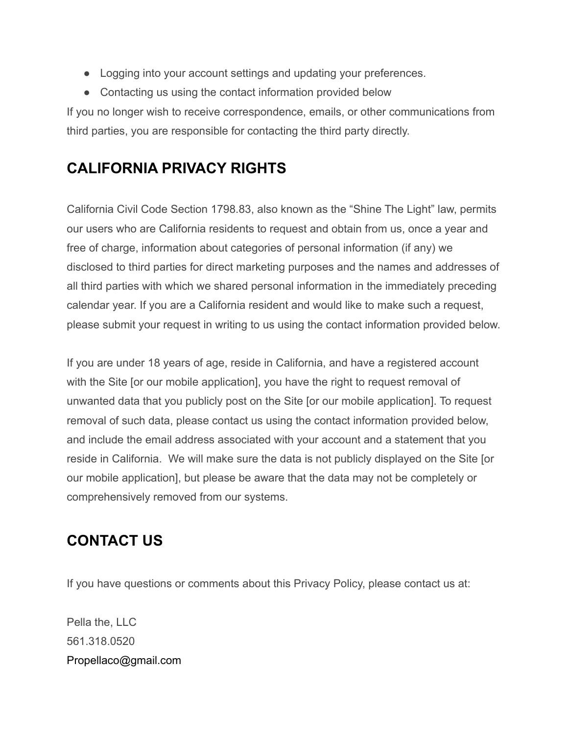- Logging into your account settings and updating your preferences.
- Contacting us using the contact information provided below

If you no longer wish to receive correspondence, emails, or other communications from third parties, you are responsible for contacting the third party directly.

## CALIFORNIA PRIVACY RIGHTS

California Civil Code Section 1798.83, also known as the “Shine The Light” law, permits our users who are California residents to request and obtain from us, once a year and free of charge, information about categories of personal information (if any) we disclosed to third parties for direct marketing purposes and the names and addresses of all third parties with which we shared personal information in the immediately preceding calendar year. If you are a California resident and would like to make such a request, please submit your request in writing to us using the contact information provided below.

If you are under 18 years of age, reside in California, and have a registered account with the Site [or our mobile application], you have the right to request removal of unwanted data that you publicly post on the Site [or our mobile application]. To request removal of such data, please contact us using the contact information provided below, and include the email address associated with your account and a statement that you reside in California. We will make sure the data is not publicly displayed on the Site [or our mobile application], but please be aware that the data may not be completely or comprehensively removed from our systems.

## CONTACT US

If you have questions or comments about this Privacy Policy, please contact us at:

Pella the, LLC
561.318.0520
Propellaco@gmail.com